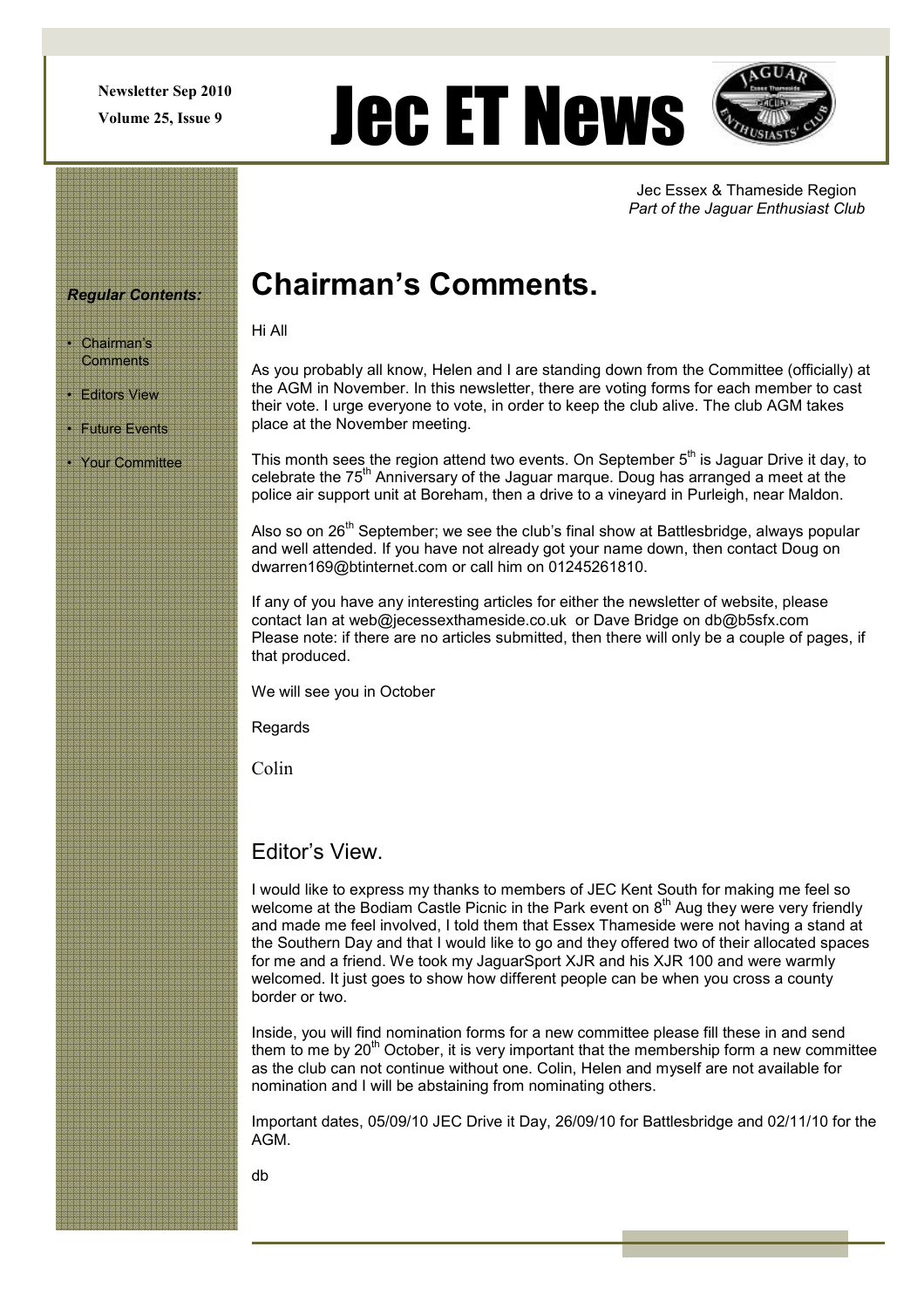**Newsletter Sep 2010**

**Volume 25, Issue 9**

# Jec ET News

Jec Essex & Thameside Region
*Part of the Jaguar Enthusiast Club*

***Regular Contents:***

- Chairman's Comments
- Editors View
- Future Events
- Your Committee

## Chairman's Comments.

Hi All

As you probably all know, Helen and I are standing down from the Committee (officially) at the AGM in November. In this newsletter, there are voting forms for each member to cast their vote. I urge everyone to vote, in order to keep the club alive. The club AGM takes place at the November meeting.

This month sees the region attend two events. On September 5th is Jaguar Drive it day, to celebrate the 75th Anniversary of the Jaguar marque. Doug has arranged a meet at the police air support unit at Boreham, then a drive to a vineyard in Purleigh, near Maldon.

Also so on 26th September; we see the club's final show at Battlesbridge, always popular and well attended. If you have not already got your name down, then contact Doug on dwarren169@btinternet.com or call him on 01245261810.

If any of you have any interesting articles for either the newsletter of website, please contact Ian at web@jecessexthameside.co.uk or Dave Bridge on db@b5sfx.com
Please note: if there are no articles submitted, then there will only be a couple of pages, if that produced.

We will see you in October

Regards

Colin

## Editor's View.

I would like to express my thanks to members of JEC Kent South for making me feel so welcome at the Bodiam Castle Picnic in the Park event on 8th Aug they were very friendly and made me feel involved, I told them that Essex Thameside were not having a stand at the Southern Day and that I would like to go and they offered two of their allocated spaces for me and a friend. We took my JaguarSport XJR and his XJR 100 and were warmly welcomed. It just goes to show how different people can be when you cross a county border or two.

Inside, you will find nomination forms for a new committee please fill these in and send them to me by 20th October, it is very important that the membership form a new committee as the club can not continue without one. Colin, Helen and myself are not available for nomination and I will be abstaining from nominating others.

Important dates, 05/09/10 JEC Drive it Day, 26/09/10 for Battlesbridge and 02/11/10 for the AGM.

db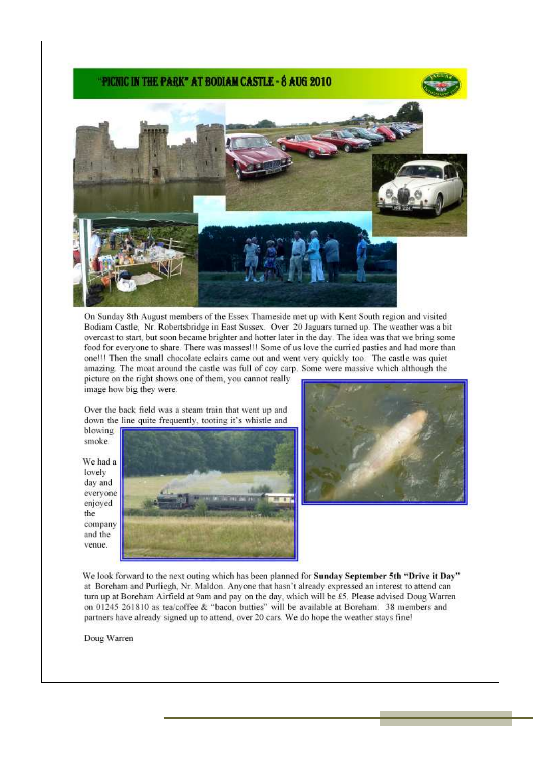# "PICNIC IN THE PARK" AT BODIAM CASTLE - 8 AUG 2010

On Sunday 8th August members of the Essex Thameside met up with Kent South region and visited Bodiam Castle, Nr. Robertsbridge in East Sussex. Over 20 Jaguars turned up. The weather was a bit overcast to start, but soon became brighter and hotter later in the day. The idea was that we bring some food for everyone to share. There was masses!!! Some of us love the curried pasties and had more than one!!! Then the small chocolate eclairs came out and went very quickly too. The castle was quiet amazing. The moat around the castle was full of coy carp. Some were massive which although the picture on the right shows one of them, you cannot really image how big they were.

Over the back field was a steam train that went up and down the line quite frequently, tooting it's whistle and blowing smoke.

We had a lovely day and everyone enjoyed the company and the venue.

We look forward to the next outing which has been planned for **Sunday September 5th "Drive it Day"** at Boreham and Purliegh, Nr. Maldon. Anyone that hasn't already expressed an interest to attend can turn up at Boreham Airfield at 9am and pay on the day, which will be £5. Please advised Doug Warren on 01245 261810 as tea/coffee & "bacon butties" will be available at Boreham. 38 members and partners have already signed up to attend, over 20 cars. We do hope the weather stays fine!

Doug Warren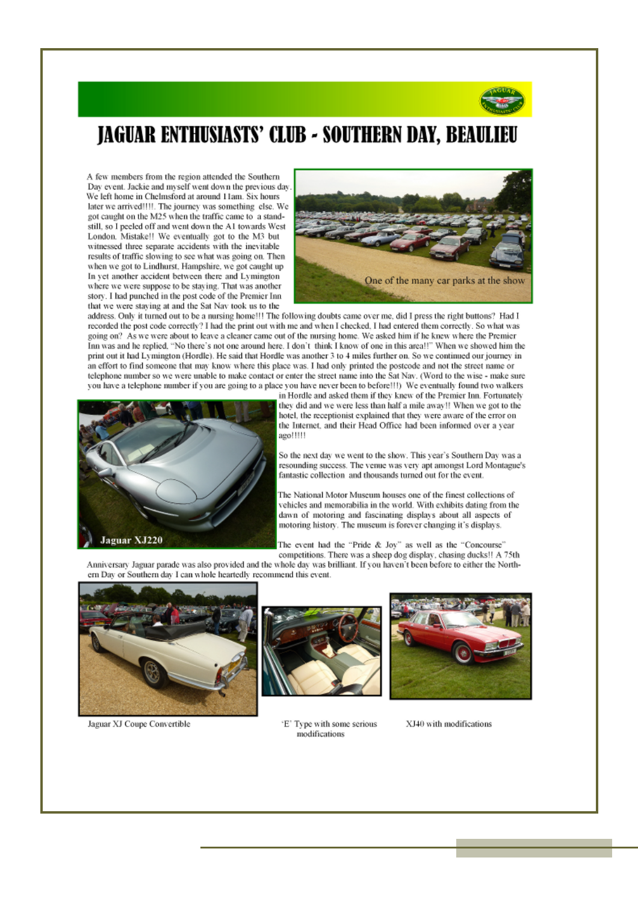# JAGUAR ENTHUSIASTS' CLUB - SOUTHERN DAY, BEAULIEU

A few members from the region attended the Southern Day event. Jackie and myself went down the previous day. We left home in Chelmsford at around 11am. Six hours later we arrived!!!!. The journey was something else. We got caught on the M25 when the traffic came to a stand-still, so I peeled off and went down the A1 towards West London. Mistake!! We eventually got to the M3 but witnessed three separate accidents with the inevitable results of traffic slowing to see what was going on. Then when we got to Lindhurst, Hampshire, we got caught up In yet another accident between there and Lymington where we were suppose to be staying. That was another story. I had punched in the post code of the Premier Inn that we were staying at and the Sat Nav took us to the address. Only it turned out to be a nursing home!!! The following doubts came over me, did I press the right buttons? Had I recorded the post code correctly? I had the print out with me and when I checked, I had entered them correctly. So what was going on? As we were about to leave a cleaner came out of the nursing home. We asked him if he knew where the Premier Inn was and he replied, "No there's not one around here. I don't think I know of one in this area!!" When we showed him the print out it had Lymington (Hordle). He said that Hordle was another 3 to 4 miles further on. So we continued our journey in an effort to find someone that may know where this place was. I had only printed the postcode and not the street name or telephone number so we were unable to make contact or enter the street name into the Sat Nav. (Word to the wise - make sure you have a telephone number if you are going to a place you have never been to before!!!) We eventually found two walkers in Hordle and asked them if they knew of the Premier Inn. Fortunately they did and we were less than half a mile away!! When we got to the hotel, the receptionist explained that they were aware of the error on the Internet, and their Head Office had been informed over a year ago!!!!!

One of the many car parks at the show

Jaguar XJ220

So the next day we went to the show. This year's Southern Day was a resounding success. The venue was very apt amongst Lord Montague's fantastic collection and thousands turned out for the event.

The National Motor Museum houses one of the finest collections of vehicles and memorabilia in the world. With exhibits dating from the dawn of motoring and fascinating displays about all aspects of motoring history. The museum is forever changing it's displays.

The event had the "Pride & Joy" as well as the "Concourse" competitions. There was a sheep dog display, chasing ducks!! A 75th Anniversary Jaguar parade was also provided and the whole day was brilliant. If you haven't been before to either the Northern Day or Southern day I can whole heartedly recommend this event.

Jaguar XJ Coupe Convertible

'E' Type with some serious modifications

XJ40 with modifications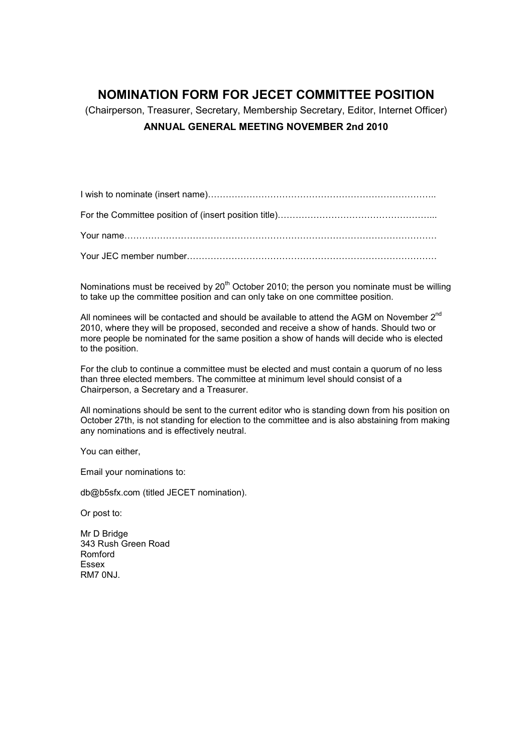# NOMINATION FORM FOR JECET COMMITTEE POSITION

(Chairperson, Treasurer, Secretary, Membership Secretary, Editor, Internet Officer)

**ANNUAL GENERAL MEETING NOVEMBER 2nd 2010**

I wish to nominate (insert name)…………………………………………………………………..

For the Committee position of (insert position title)…………………………………………...

Your name……………………………………………………………………………………………

Your JEC member number…………………………………………………………………………

Nominations must be received by 20th October 2010; the person you nominate must be willing to take up the committee position and can only take on one committee position.

All nominees will be contacted and should be available to attend the AGM on November 2nd 2010, where they will be proposed, seconded and receive a show of hands. Should two or more people be nominated for the same position a show of hands will decide who is elected to the position.

For the club to continue a committee must be elected and must contain a quorum of no less than three elected members. The committee at minimum level should consist of a Chairperson, a Secretary and a Treasurer.

All nominations should be sent to the current editor who is standing down from his position on October 27th, is not standing for election to the committee and is also abstaining from making any nominations and is effectively neutral.

You can either,

Email your nominations to:

db@b5sfx.com (titled JECET nomination).

Or post to:

Mr D Bridge  
343 Rush Green Road  
Romford  
Essex  
RM7 0NJ.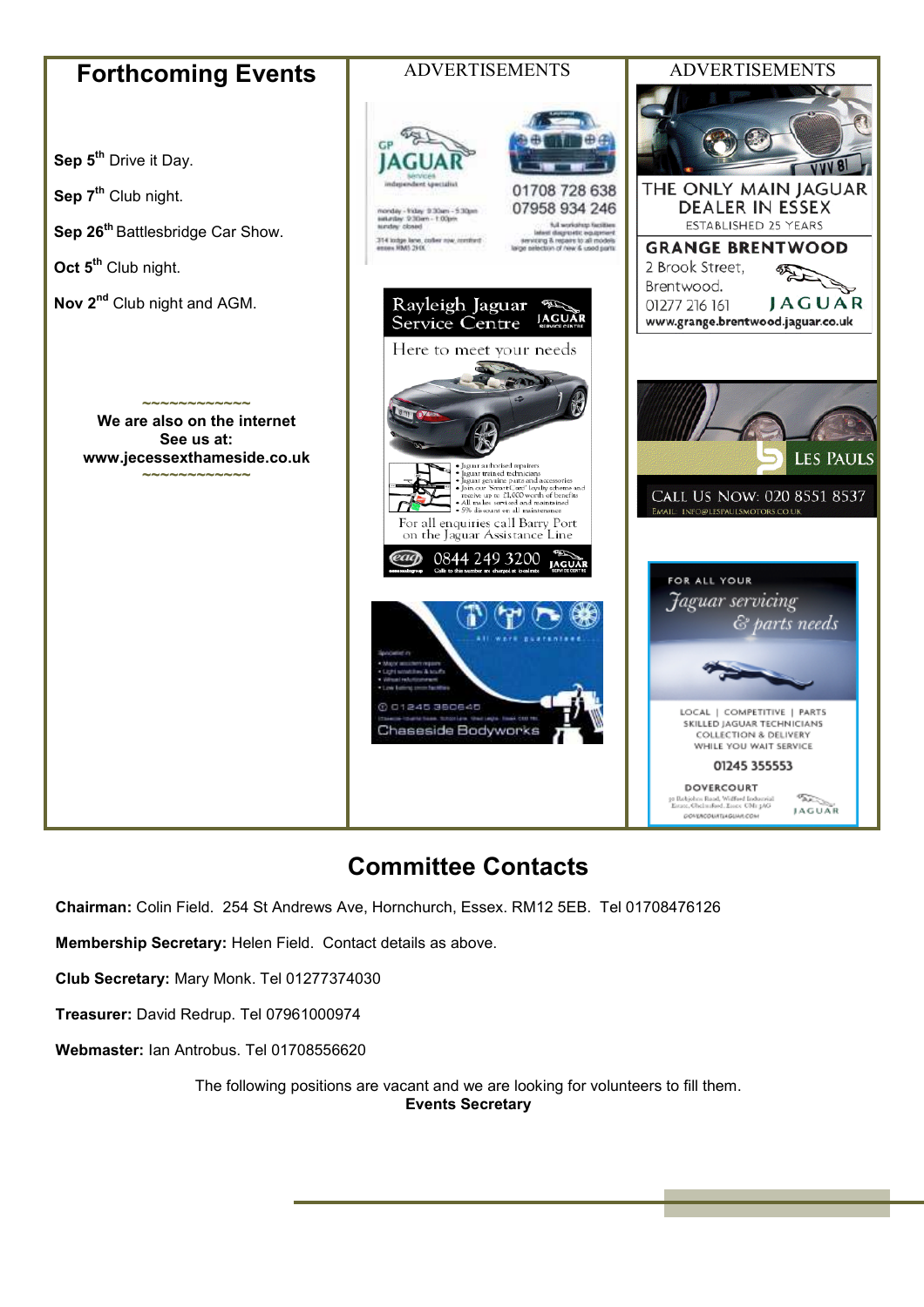# Forthcoming Events

**Sep 5th** Drive it Day.

**Sep 7th** Club night.

**Sep 26th** Battlesbridge Car Show.

**Oct 5th** Club night.

**Nov 2nd** Club night and AGM.

~~~~~~~~~~~~

**We are also on the internet**
**See us at:**
**www.jecessexthameside.co.uk**

~~~~~~~~~~~~

ADVERTISEMENTS

GP JAGUAR services independent specialist

01708 728 638
07958 934 246

monday - friday 9:30am - 5:30pm
saturday 9:30am - 1:00pm
sunday closed

full workshop facilities
latest diagnostic equipment
servicing & repairs to all models
large selection of new & used parts

314 lodge lane, collier row, romford essex RM5 2HX

Rayleigh Jaguar Service Centre

Here to meet your needs

- Jaguar authorised repairers
- Jaguar trained technicians
- Jaguar genuine parts and accessories
- Join our 'SmartCare' loyalty scheme and receive up to £1,000 worth of benefits
- All makes serviced and maintained
- 5% discount on all maintenance

For all enquiries call Barry Port on the Jaguar Assistance Line

0844 249 3200

Chaseside Bodyworks

All work guaranteed

01245 380640

ADVERTISEMENTS

THE ONLY MAIN JAGUAR DEALER IN ESSEX
ESTABLISHED 25 YEARS

GRANGE BRENTWOOD
2 Brook Street,
Brentwood.
01277 216 161
JAGUAR
www.grange.brentwood.jaguar.co.uk

LES PAULS

CALL US NOW: 020 8551 8537
EMAIL: INFO@LESPAULSMOTORS.CO.UK

FOR ALL YOUR
*Jaguar servicing & parts needs*

LOCAL | COMPETITIVE | PARTS
SKILLED JAGUAR TECHNICIANS
COLLECTION & DELIVERY
WHILE YOU WAIT SERVICE

01245 355553

DOVERCOURT
JAGUAR

# Committee Contacts

**Chairman:** Colin Field. 254 St Andrews Ave, Hornchurch, Essex. RM12 5EB. Tel 01708476126

**Membership Secretary:** Helen Field. Contact details as above.

**Club Secretary:** Mary Monk. Tel 01277374030

**Treasurer:** David Redrup. Tel 07961000974

**Webmaster:** Ian Antrobus. Tel 01708556620

The following positions are vacant and we are looking for volunteers to fill them.
**Events Secretary**